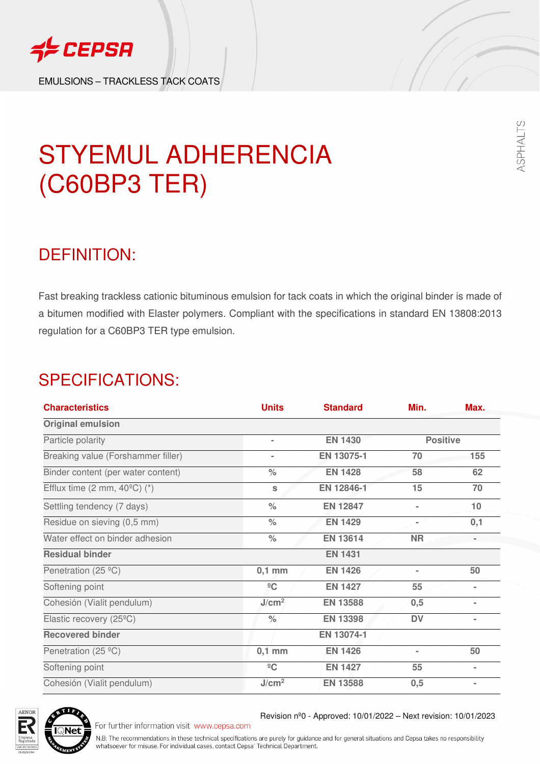EMULSIONS – TRACKLESS TACK COATS

# STYEMUL ADHERENCIA (C60BP3 TER)

## DEFINITION:

Fast breaking trackless cationic bituminous emulsion for tack coats in which the original binder is made of a bitumen modified with Elaster polymers. Compliant with the specifications in standard EN 13808:2013 regulation for a C60BP3 TER type emulsion.

## SPECIFICATIONS:

| Characteristics | Units | Standard | Min. | Max. |
|---|---|---|---|---|
| **Original emulsion** | | | | |
| Particle polarity | - | EN 1430 | Positive | |
| Breaking value (Forshammer filler) | - | EN 13075-1 | 70 | 155 |
| Binder content (per water content) | % | EN 1428 | 58 | 62 |
| Efflux time (2 mm, 40ºC) (*) | s | EN 12846-1 | 15 | 70 |
| Settling tendency (7 days) | % | EN 12847 | - | 10 |
| Residue on sieving (0,5 mm) | % | EN 1429 | - | 0,1 |
| Water effect on binder adhesion | % | EN 13614 | NR | - |
| **Residual binder** | | EN 1431 | | |
| Penetration (25 ºC) | 0,1 mm | EN 1426 | - | 50 |
| Softening point | ºC | EN 1427 | 55 | - |
| Cohesión (Vialit pendulum) | J/cm² | EN 13588 | 0,5 | - |
| Elastic recovery (25ºC) | % | EN 13398 | DV | - |
| **Recovered binder** | | EN 13074-1 | | |
| Penetration (25 ºC) | 0,1 mm | EN 1426 | - | 50 |
| Softening point | ºC | EN 1427 | 55 | - |
| Cohesión (Vialit pendulum) | J/cm² | EN 13588 | 0,5 | - |

Revision nº0 - Approved: 10/01/2022 – Next revision: 10/01/2023

For further information visit www.cepsa.com

N.B: The recommendations in these technical specifications are purely for guidance and for general situations and Cepsa takes no responsibility whatsoever for misuse. For individual cases, contact Cepsa' Technical Department.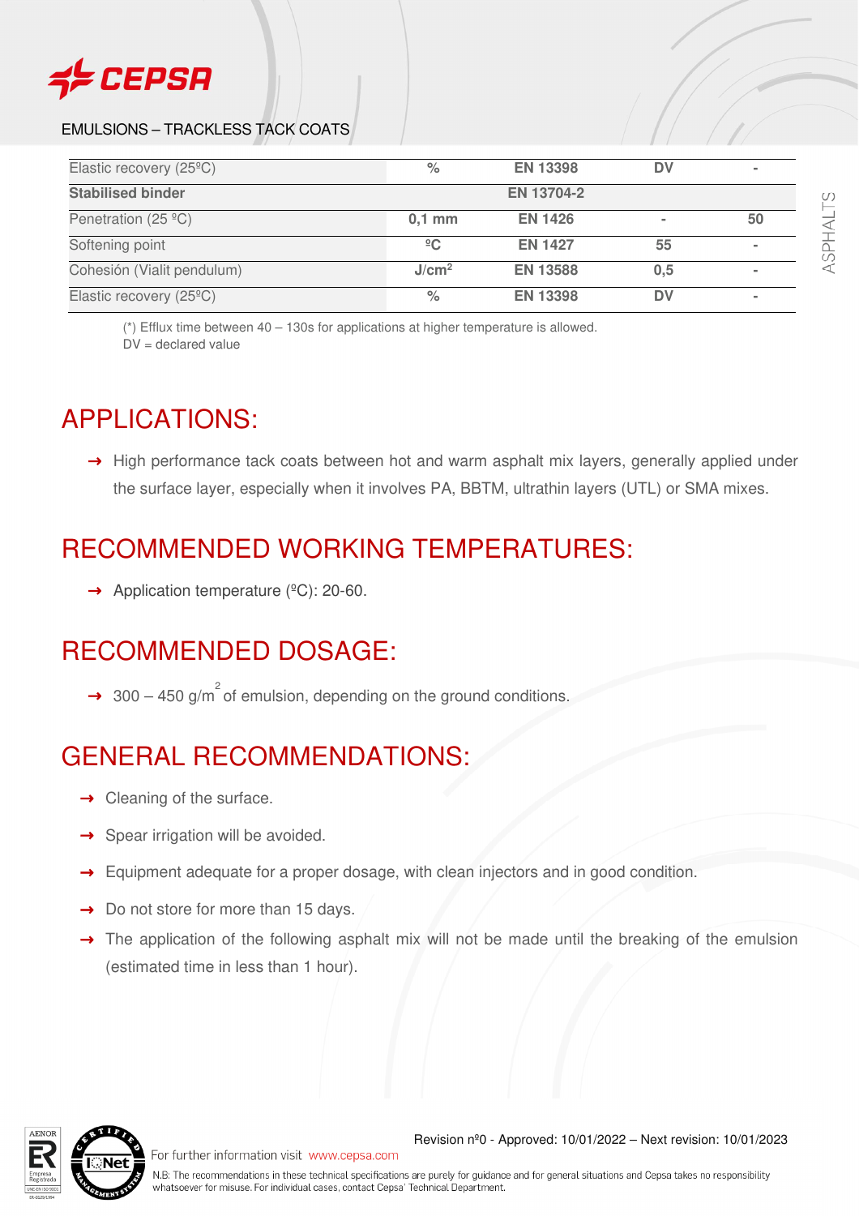| | | | | |
|---|---|---|---|---|
| Elastic recovery (25ºC) | % | EN 13398 | DV | - |
| **Stabilised binder** | | **EN 13704-2** | | |
| Penetration (25 ºC) | 0,1 mm | EN 1426 | - | 50 |
| Softening point | ºC | EN 1427 | 55 | - |
| Cohesión (Vialit pendulum) | $J/cm^2$ | EN 13588 | 0,5 | - |
| Elastic recovery (25ºC) | % | EN 13398 | DV | - |

(*) Efflux time between 40 – 130s for applications at higher temperature is allowed.
DV = declared value

# APPLICATIONS:

→ High performance tack coats between hot and warm asphalt mix layers, generally applied under the surface layer, especially when it involves PA, BBTM, ultrathin layers (UTL) or SMA mixes.

# RECOMMENDED WORKING TEMPERATURES:

→ Application temperature (ºC): 20-60.

# RECOMMENDED DOSAGE:

→ 300 – 450 $g/m^2$ of emulsion, depending on the ground conditions.

# GENERAL RECOMMENDATIONS:

→ Cleaning of the surface.

→ Spear irrigation will be avoided.

→ Equipment adequate for a proper dosage, with clean injectors and in good condition.

→ Do not store for more than 15 days.

→ The application of the following asphalt mix will not be made until the breaking of the emulsion (estimated time in less than 1 hour).

Revision nº0 - Approved: 10/01/2022 – Next revision: 10/01/2023

For further information visit www.cepsa.com

N.B: The recommendations in these technical specifications are purely for guidance and for general situations and Cepsa takes no responsibility whatsoever for misuse. For individual cases, contact Cepsa' Technical Department.